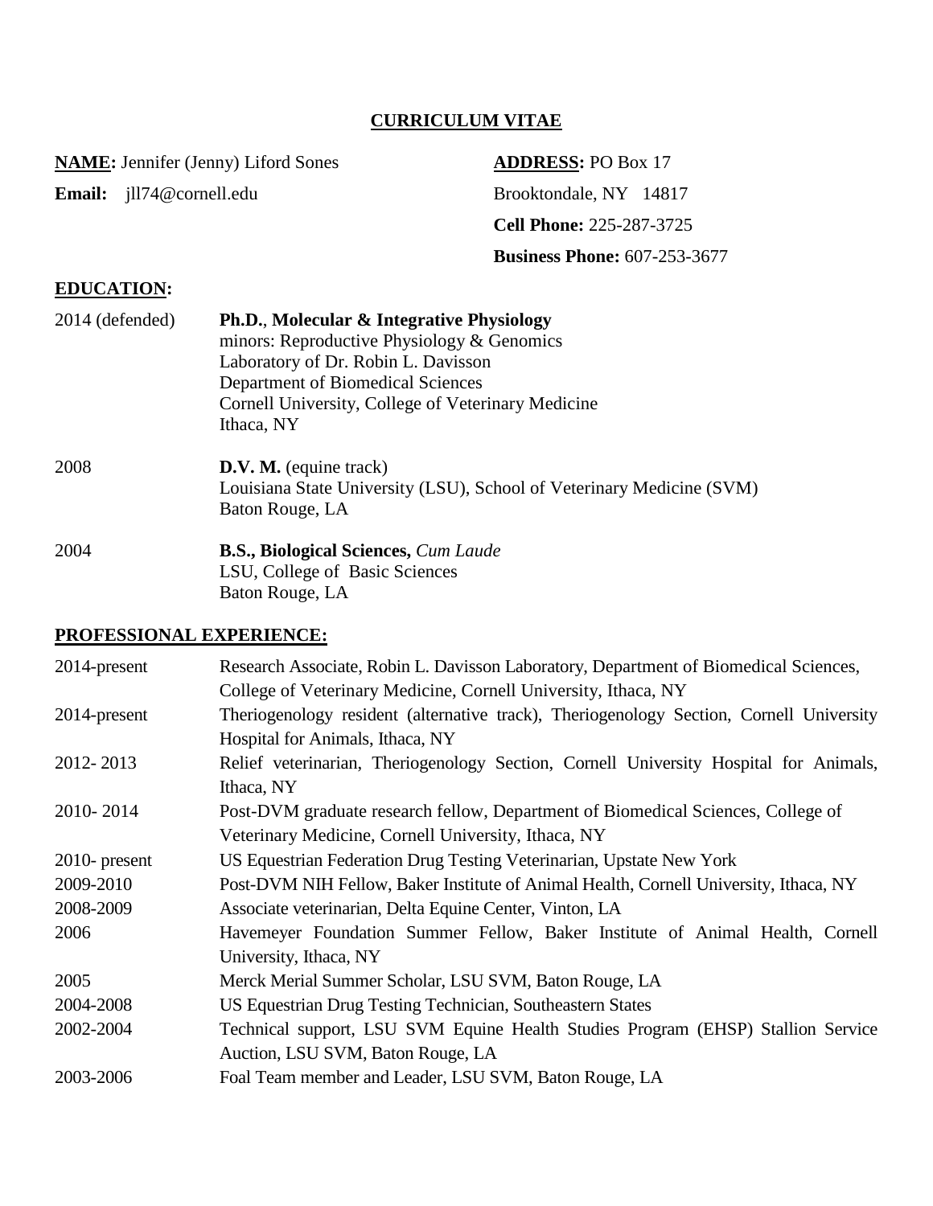# CURRICULUM VITAE

**NAME:** Jennifer (Jenny) Liford Sones

**Email:** jll74@cornell.edu

**ADDRESS:** PO Box 17
Brooktondale, NY 14817

**Cell Phone:** 225-287-3725

**Business Phone:** 607-253-3677

## EDUCATION:

2014 (defended) — **Ph.D.**, **Molecular & Integrative Physiology**
minors: Reproductive Physiology & Genomics
Laboratory of Dr. Robin L. Davisson
Department of Biomedical Sciences
Cornell University, College of Veterinary Medicine
Ithaca, NY

2008 — **D.V. M.** (equine track)
Louisiana State University (LSU), School of Veterinary Medicine (SVM)
Baton Rouge, LA

2004 — **B.S., Biological Sciences,** *Cum Laude*
LSU, College of Basic Sciences
Baton Rouge, LA

## PROFESSIONAL EXPERIENCE:

| | |
|---|---|
| 2014-present | Research Associate, Robin L. Davisson Laboratory, Department of Biomedical Sciences, College of Veterinary Medicine, Cornell University, Ithaca, NY |
| 2014-present | Theriogenology resident (alternative track), Theriogenology Section, Cornell University Hospital for Animals, Ithaca, NY |
| 2012- 2013 | Relief veterinarian, Theriogenology Section, Cornell University Hospital for Animals, Ithaca, NY |
| 2010- 2014 | Post-DVM graduate research fellow, Department of Biomedical Sciences, College of Veterinary Medicine, Cornell University, Ithaca, NY |
| 2010- present | US Equestrian Federation Drug Testing Veterinarian, Upstate New York |
| 2009-2010 | Post-DVM NIH Fellow, Baker Institute of Animal Health, Cornell University, Ithaca, NY |
| 2008-2009 | Associate veterinarian, Delta Equine Center, Vinton, LA |
| 2006 | Havemeyer Foundation Summer Fellow, Baker Institute of Animal Health, Cornell University, Ithaca, NY |
| 2005 | Merck Merial Summer Scholar, LSU SVM, Baton Rouge, LA |
| 2004-2008 | US Equestrian Drug Testing Technician, Southeastern States |
| 2002-2004 | Technical support, LSU SVM Equine Health Studies Program (EHSP) Stallion Service Auction, LSU SVM, Baton Rouge, LA |
| 2003-2006 | Foal Team member and Leader, LSU SVM, Baton Rouge, LA |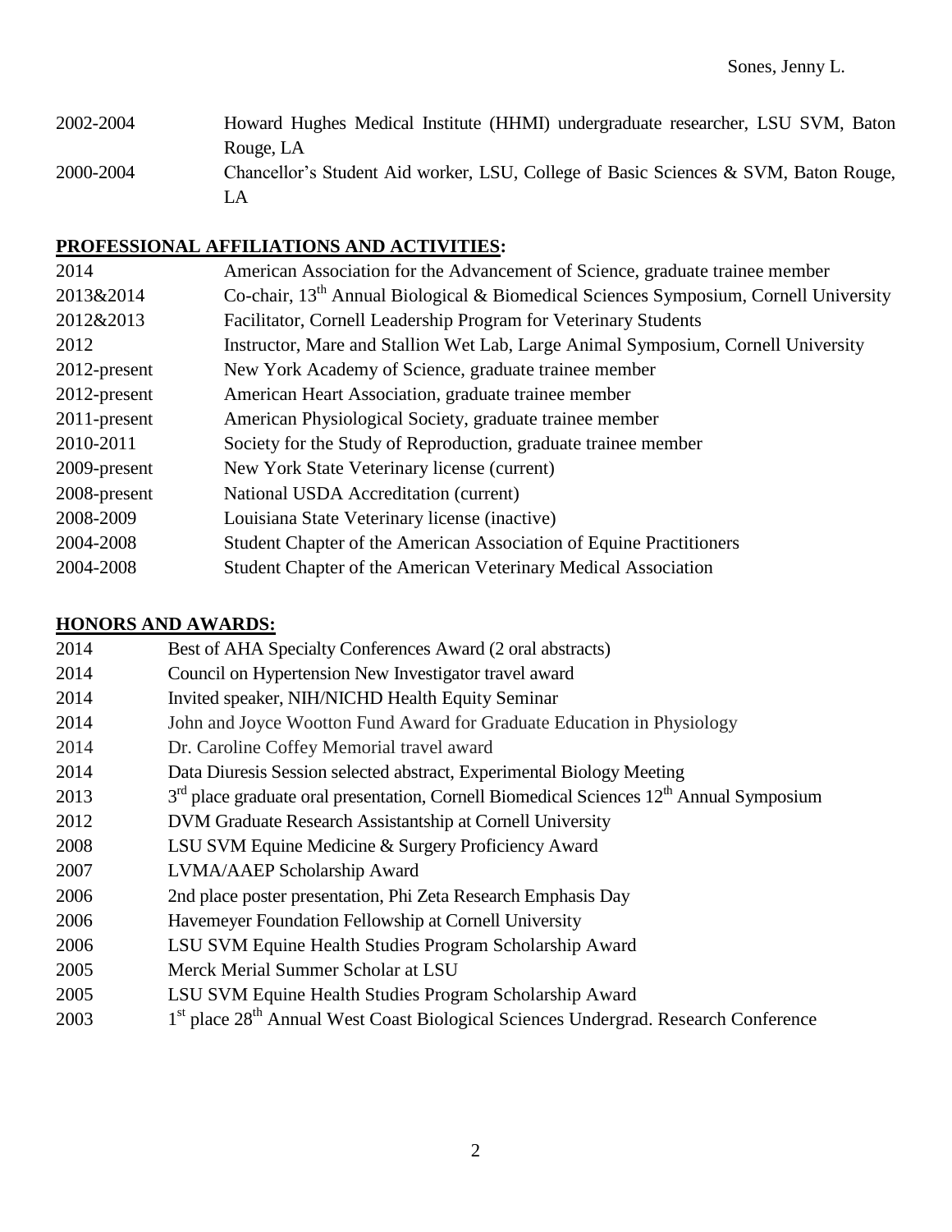| | |
|---|---|
| 2002-2004 | Howard Hughes Medical Institute (HHMI) undergraduate researcher, LSU SVM, Baton Rouge, LA |
| 2000-2004 | Chancellor's Student Aid worker, LSU, College of Basic Sciences & SVM, Baton Rouge, LA |

## PROFESSIONAL AFFILIATIONS AND ACTIVITIES:

| | |
|---|---|
| 2014 | American Association for the Advancement of Science, graduate trainee member |
| 2013&2014 | Co-chair, 13th Annual Biological & Biomedical Sciences Symposium, Cornell University |
| 2012&2013 | Facilitator, Cornell Leadership Program for Veterinary Students |
| 2012 | Instructor, Mare and Stallion Wet Lab, Large Animal Symposium, Cornell University |
| 2012-present | New York Academy of Science, graduate trainee member |
| 2012-present | American Heart Association, graduate trainee member |
| 2011-present | American Physiological Society, graduate trainee member |
| 2010-2011 | Society for the Study of Reproduction, graduate trainee member |
| 2009-present | New York State Veterinary license (current) |
| 2008-present | National USDA Accreditation (current) |
| 2008-2009 | Louisiana State Veterinary license (inactive) |
| 2004-2008 | Student Chapter of the American Association of Equine Practitioners |
| 2004-2008 | Student Chapter of the American Veterinary Medical Association |

## HONORS AND AWARDS:

| | |
|---|---|
| 2014 | Best of AHA Specialty Conferences Award (2 oral abstracts) |
| 2014 | Council on Hypertension New Investigator travel award |
| 2014 | Invited speaker, NIH/NICHD Health Equity Seminar |
| 2014 | John and Joyce Wootton Fund Award for Graduate Education in Physiology |
| 2014 | Dr. Caroline Coffey Memorial travel award |
| 2014 | Data Diuresis Session selected abstract, Experimental Biology Meeting |
| 2013 | 3rd place graduate oral presentation, Cornell Biomedical Sciences 12th Annual Symposium |
| 2012 | DVM Graduate Research Assistantship at Cornell University |
| 2008 | LSU SVM Equine Medicine & Surgery Proficiency Award |
| 2007 | LVMA/AAEP Scholarship Award |
| 2006 | 2nd place poster presentation, Phi Zeta Research Emphasis Day |
| 2006 | Havemeyer Foundation Fellowship at Cornell University |
| 2006 | LSU SVM Equine Health Studies Program Scholarship Award |
| 2005 | Merck Merial Summer Scholar at LSU |
| 2005 | LSU SVM Equine Health Studies Program Scholarship Award |
| 2003 | 1st place 28th Annual West Coast Biological Sciences Undergrad. Research Conference |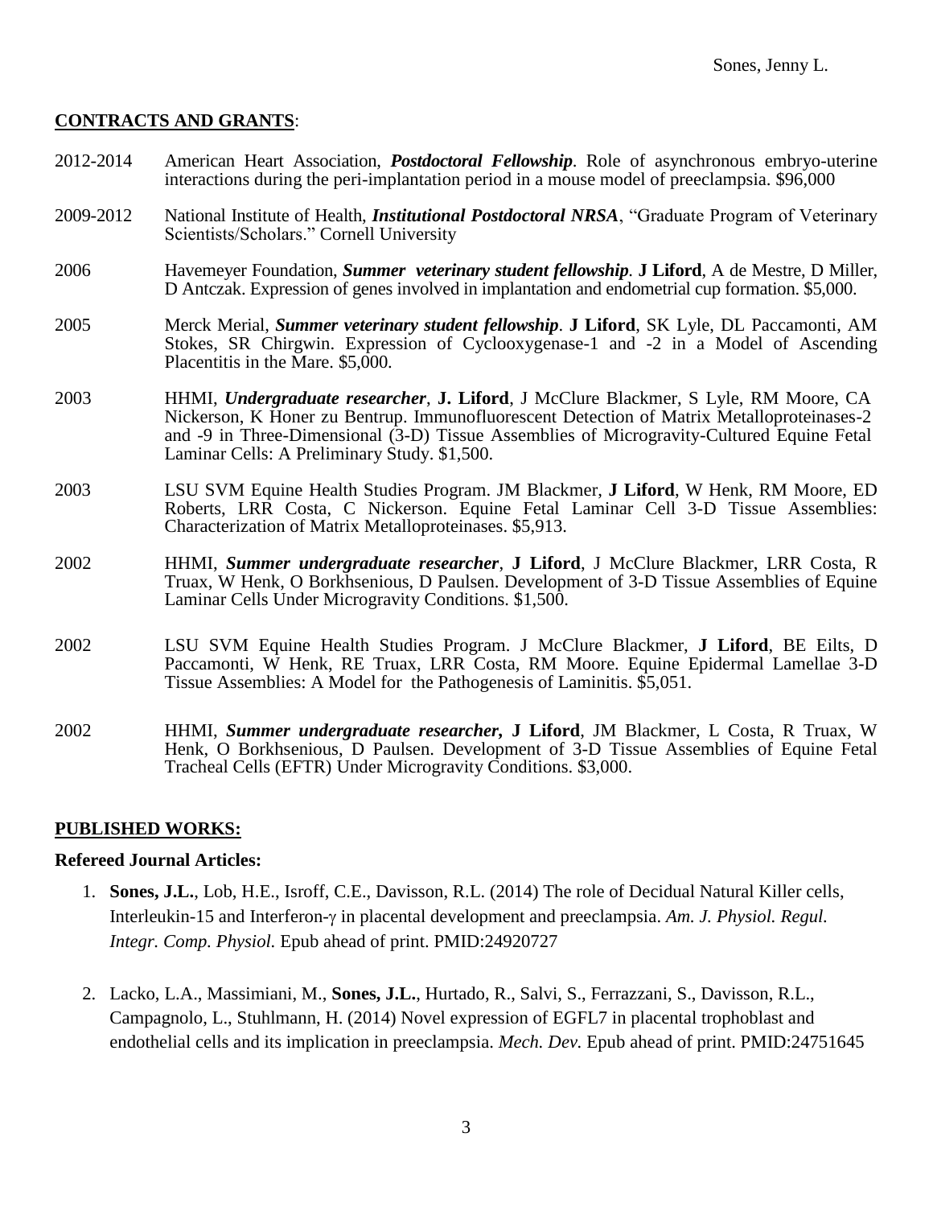## CONTRACTS AND GRANTS:

2012-2014 American Heart Association, ***Postdoctoral Fellowship***. Role of asynchronous embryo-uterine interactions during the peri-implantation period in a mouse model of preeclampsia. $96,000

2009-2012 National Institute of Health, ***Institutional Postdoctoral NRSA***, "Graduate Program of Veterinary Scientists/Scholars." Cornell University

2006 Havemeyer Foundation, ***Summer veterinary student fellowship***. **J Liford**, A de Mestre, D Miller, D Antczak. Expression of genes involved in implantation and endometrial cup formation. $5,000.

2005 Merck Merial, ***Summer veterinary student fellowship***. **J Liford**, SK Lyle, DL Paccamonti, AM Stokes, SR Chirgwin. Expression of Cyclooxygenase-1 and -2 in a Model of Ascending Placentitis in the Mare. $5,000.

2003 HHMI, ***Undergraduate researcher***, **J. Liford**, J McClure Blackmer, S Lyle, RM Moore, CA Nickerson, K Honer zu Bentrup. Immunofluorescent Detection of Matrix Metalloproteinases-2 and -9 in Three-Dimensional (3-D) Tissue Assemblies of Microgravity-Cultured Equine Fetal Laminar Cells: A Preliminary Study. $1,500.

2003 LSU SVM Equine Health Studies Program. JM Blackmer, **J Liford**, W Henk, RM Moore, ED Roberts, LRR Costa, C Nickerson. Equine Fetal Laminar Cell 3-D Tissue Assemblies: Characterization of Matrix Metalloproteinases. $5,913.

2002 HHMI, ***Summer undergraduate researcher***, **J Liford**, J McClure Blackmer, LRR Costa, R Truax, W Henk, O Borkhsenious, D Paulsen. Development of 3-D Tissue Assemblies of Equine Laminar Cells Under Microgravity Conditions. $1,500.

2002 LSU SVM Equine Health Studies Program. J McClure Blackmer, **J Liford**, BE Eilts, D Paccamonti, W Henk, RE Truax, LRR Costa, RM Moore. Equine Epidermal Lamellae 3-D Tissue Assemblies: A Model for the Pathogenesis of Laminitis. $5,051.

2002 HHMI, ***Summer undergraduate researcher***, **J Liford**, JM Blackmer, L Costa, R Truax, W Henk, O Borkhsenious, D Paulsen. Development of 3-D Tissue Assemblies of Equine Fetal Tracheal Cells (EFTR) Under Microgravity Conditions. $3,000.

## PUBLISHED WORKS:

### Refereed Journal Articles:

1. **Sones, J.L.**, Lob, H.E., Isroff, C.E., Davisson, R.L. (2014) The role of Decidual Natural Killer cells, Interleukin-15 and Interferon-γ in placental development and preeclampsia. *Am. J. Physiol. Regul. Integr. Comp. Physiol.* Epub ahead of print. PMID:24920727

2. Lacko, L.A., Massimiani, M., **Sones, J.L.**, Hurtado, R., Salvi, S., Ferrazzani, S., Davisson, R.L., Campagnolo, L., Stuhlmann, H. (2014) Novel expression of EGFL7 in placental trophoblast and endothelial cells and its implication in preeclampsia. *Mech. Dev.* Epub ahead of print. PMID:24751645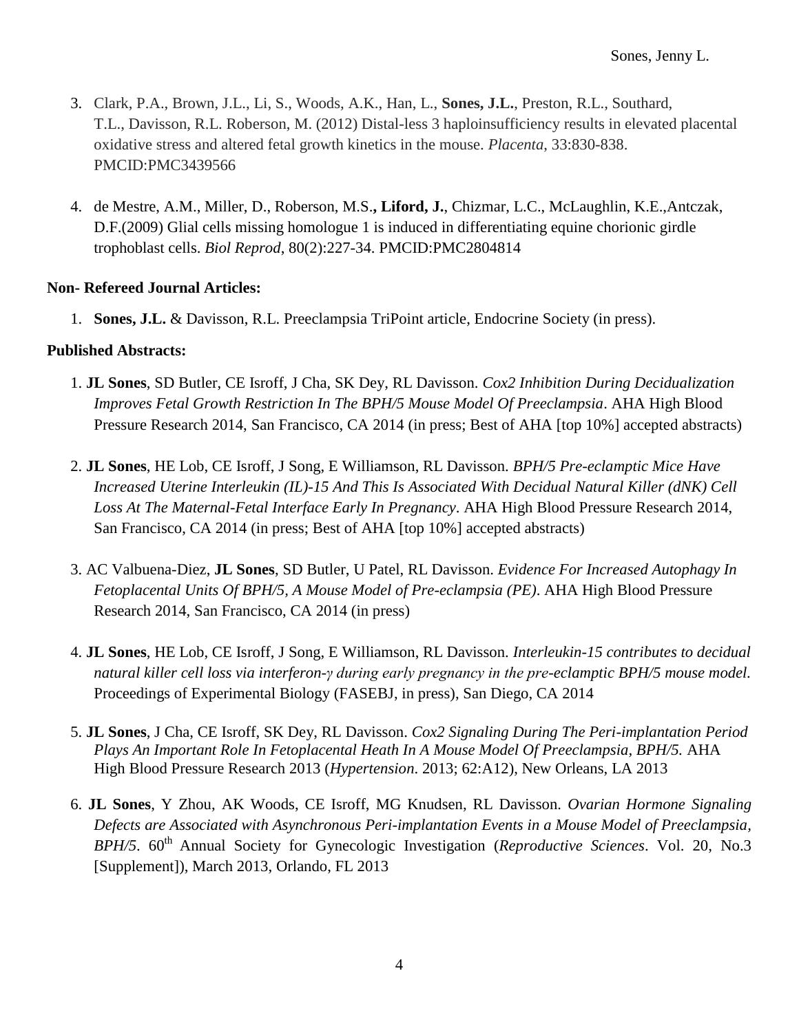3. Clark, P.A., Brown, J.L., Li, S., Woods, A.K., Han, L., **Sones, J.L.**, Preston, R.L., Southard, T.L., Davisson, R.L. Roberson, M. (2012) Distal-less 3 haploinsufficiency results in elevated placental oxidative stress and altered fetal growth kinetics in the mouse. *Placenta*, 33:830-838. PMCID:PMC3439566

4. de Mestre, A.M., Miller, D., Roberson, M.S.**, Liford, J.**, Chizmar, L.C., McLaughlin, K.E.,Antczak, D.F.(2009) Glial cells missing homologue 1 is induced in differentiating equine chorionic girdle trophoblast cells. *Biol Reprod*, 80(2):227-34. PMCID:PMC2804814

**Non- Refereed Journal Articles:**

1. **Sones, J.L.** & Davisson, R.L. Preeclampsia TriPoint article, Endocrine Society (in press).

**Published Abstracts:**

1. **JL Sones**, SD Butler, CE Isroff, J Cha, SK Dey, RL Davisson. *Cox2 Inhibition During Decidualization Improves Fetal Growth Restriction In The BPH/5 Mouse Model Of Preeclampsia*. AHA High Blood Pressure Research 2014, San Francisco, CA 2014 (in press; Best of AHA [top 10%] accepted abstracts)

2. **JL Sones**, HE Lob, CE Isroff, J Song, E Williamson, RL Davisson. *BPH/5 Pre-eclamptic Mice Have Increased Uterine Interleukin (IL)-15 And This Is Associated With Decidual Natural Killer (dNK) Cell Loss At The Maternal-Fetal Interface Early In Pregnancy*. AHA High Blood Pressure Research 2014, San Francisco, CA 2014 (in press; Best of AHA [top 10%] accepted abstracts)

3. AC Valbuena-Diez, **JL Sones**, SD Butler, U Patel, RL Davisson. *Evidence For Increased Autophagy In Fetoplacental Units Of BPH/5, A Mouse Model of Pre-eclampsia (PE)*. AHA High Blood Pressure Research 2014, San Francisco, CA 2014 (in press)

4. **JL Sones**, HE Lob, CE Isroff, J Song, E Williamson, RL Davisson. *Interleukin-15 contributes to decidual natural killer cell loss via interferon-γ during early pregnancy in the pre-eclamptic BPH/5 mouse model*. Proceedings of Experimental Biology (FASEBJ, in press), San Diego, CA 2014

5. **JL Sones**, J Cha, CE Isroff, SK Dey, RL Davisson. *Cox2 Signaling During The Peri-implantation Period Plays An Important Role In Fetoplacental Heath In A Mouse Model Of Preeclampsia, BPH/5.* AHA High Blood Pressure Research 2013 (*Hypertension*. 2013; 62:A12), New Orleans, LA 2013

6. **JL Sones**, Y Zhou, AK Woods, CE Isroff, MG Knudsen, RL Davisson. *Ovarian Hormone Signaling Defects are Associated with Asynchronous Peri-implantation Events in a Mouse Model of Preeclampsia, BPH/5*. 60th Annual Society for Gynecologic Investigation (*Reproductive Sciences*. Vol. 20, No.3 [Supplement]), March 2013, Orlando, FL 2013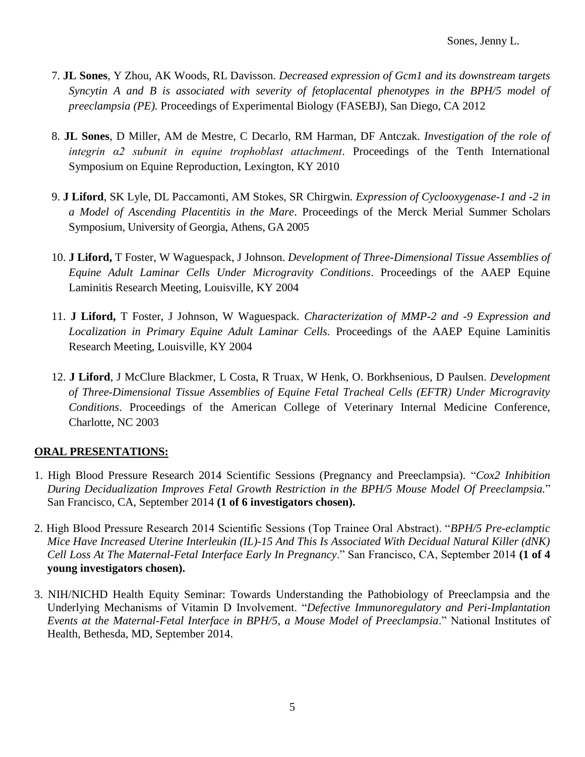7. **JL Sones**, Y Zhou, AK Woods, RL Davisson. *Decreased expression of Gcm1 and its downstream targets Syncytin A and B is associated with severity of fetoplacental phenotypes in the BPH/5 model of preeclampsia (PE).* Proceedings of Experimental Biology (FASEBJ), San Diego, CA 2012

8. **JL Sones**, D Miller, AM de Mestre, C Decarlo, RM Harman, DF Antczak. *Investigation of the role of integrin α2 subunit in equine trophoblast attachment*. Proceedings of the Tenth International Symposium on Equine Reproduction, Lexington, KY 2010

9. **J Liford**, SK Lyle, DL Paccamonti, AM Stokes, SR Chirgwin. *Expression of Cyclooxygenase-1 and -2 in a Model of Ascending Placentitis in the Mare*. Proceedings of the Merck Merial Summer Scholars Symposium, University of Georgia, Athens, GA 2005

10. **J Liford,** T Foster, W Waguespack, J Johnson. *Development of Three-Dimensional Tissue Assemblies of Equine Adult Laminar Cells Under Microgravity Conditions*. Proceedings of the AAEP Equine Laminitis Research Meeting, Louisville, KY 2004

11. **J Liford,** T Foster, J Johnson, W Waguespack. *Characterization of MMP-2 and -9 Expression and Localization in Primary Equine Adult Laminar Cells.* Proceedings of the AAEP Equine Laminitis Research Meeting, Louisville, KY 2004

12. **J Liford**, J McClure Blackmer, L Costa, R Truax, W Henk, O. Borkhsenious, D Paulsen. *Development of Three-Dimensional Tissue Assemblies of Equine Fetal Tracheal Cells (EFTR) Under Microgravity Conditions*. Proceedings of the American College of Veterinary Internal Medicine Conference, Charlotte, NC 2003

## ORAL PRESENTATIONS:

1. High Blood Pressure Research 2014 Scientific Sessions (Pregnancy and Preeclampsia). "*Cox2 Inhibition During Decidualization Improves Fetal Growth Restriction in the BPH/5 Mouse Model Of Preeclampsia.*" San Francisco, CA, September 2014 **(1 of 6 investigators chosen).**

2. High Blood Pressure Research 2014 Scientific Sessions (Top Trainee Oral Abstract). "*BPH/5 Pre-eclamptic Mice Have Increased Uterine Interleukin (IL)-15 And This Is Associated With Decidual Natural Killer (dNK) Cell Loss At The Maternal-Fetal Interface Early In Pregnancy*." San Francisco, CA, September 2014 **(1 of 4 young investigators chosen).**

3. NIH/NICHD Health Equity Seminar: Towards Understanding the Pathobiology of Preeclampsia and the Underlying Mechanisms of Vitamin D Involvement. "*Defective Immunoregulatory and Peri-Implantation Events at the Maternal-Fetal Interface in BPH/5, a Mouse Model of Preeclampsia*." National Institutes of Health, Bethesda, MD, September 2014.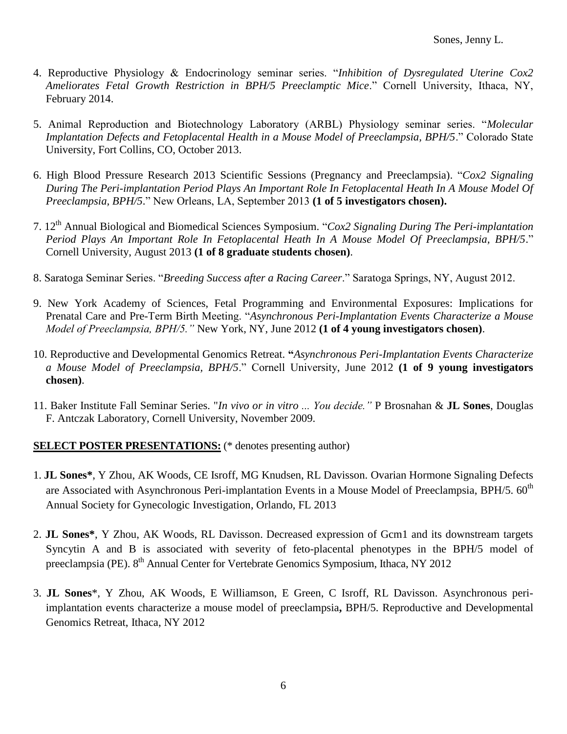4. Reproductive Physiology & Endocrinology seminar series. "*Inhibition of Dysregulated Uterine Cox2 Ameliorates Fetal Growth Restriction in BPH/5 Preeclamptic Mice*." Cornell University, Ithaca, NY, February 2014.

5. Animal Reproduction and Biotechnology Laboratory (ARBL) Physiology seminar series. "*Molecular Implantation Defects and Fetoplacental Health in a Mouse Model of Preeclampsia, BPH/5*." Colorado State University, Fort Collins, CO, October 2013.

6. High Blood Pressure Research 2013 Scientific Sessions (Pregnancy and Preeclampsia). "*Cox2 Signaling During The Peri-implantation Period Plays An Important Role In Fetoplacental Heath In A Mouse Model Of Preeclampsia, BPH/5*." New Orleans, LA, September 2013 **(1 of 5 investigators chosen).**

7. 12th Annual Biological and Biomedical Sciences Symposium. "*Cox2 Signaling During The Peri-implantation Period Plays An Important Role In Fetoplacental Heath In A Mouse Model Of Preeclampsia, BPH/5*." Cornell University, August 2013 **(1 of 8 graduate students chosen)**.

8. Saratoga Seminar Series. "*Breeding Success after a Racing Career*." Saratoga Springs, NY, August 2012.

9. New York Academy of Sciences, Fetal Programming and Environmental Exposures: Implications for Prenatal Care and Pre-Term Birth Meeting. "*Asynchronous Peri-Implantation Events Characterize a Mouse Model of Preeclampsia, BPH/5."* New York, NY, June 2012 **(1 of 4 young investigators chosen)**.

10. Reproductive and Developmental Genomics Retreat. **"***Asynchronous Peri-Implantation Events Characterize a Mouse Model of Preeclampsia, BPH/5*." Cornell University, June 2012 **(1 of 9 young investigators chosen)**.

11. Baker Institute Fall Seminar Series. "*In vivo or in vitro ... You decide."* P Brosnahan & **JL Sones**, Douglas F. Antczak Laboratory, Cornell University, November 2009.

**SELECT POSTER PRESENTATIONS:** (* denotes presenting author)

1. **JL Sones***, Y Zhou, AK Woods, CE Isroff, MG Knudsen, RL Davisson. Ovarian Hormone Signaling Defects are Associated with Asynchronous Peri-implantation Events in a Mouse Model of Preeclampsia, BPH/5. 60th Annual Society for Gynecologic Investigation, Orlando, FL 2013

2. **JL Sones***, Y Zhou, AK Woods, RL Davisson. Decreased expression of Gcm1 and its downstream targets Syncytin A and B is associated with severity of feto-placental phenotypes in the BPH/5 model of preeclampsia (PE). 8th Annual Center for Vertebrate Genomics Symposium, Ithaca, NY 2012

3. **JL Sones***, Y Zhou, AK Woods, E Williamson, E Green, C Isroff, RL Davisson. Asynchronous peri-implantation events characterize a mouse model of preeclampsia**,** BPH/5. Reproductive and Developmental Genomics Retreat, Ithaca, NY 2012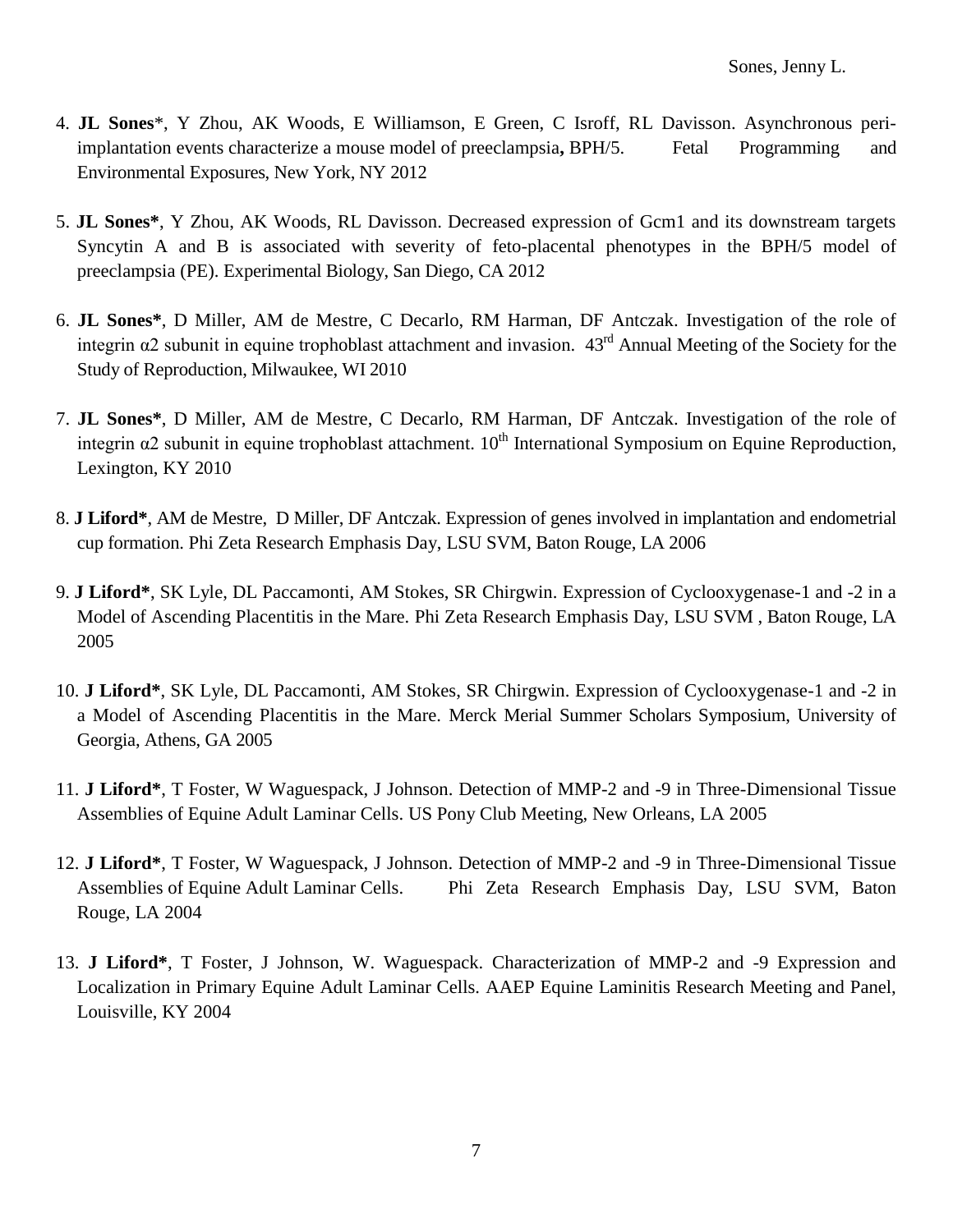4. **JL Sones***, Y Zhou, AK Woods, E Williamson, E Green, C Isroff, RL Davisson. Asynchronous peri-implantation events characterize a mouse model of preeclampsia**,** BPH/5. Fetal Programming and Environmental Exposures, New York, NY 2012

5. **JL Sones***, Y Zhou, AK Woods, RL Davisson. Decreased expression of Gcm1 and its downstream targets Syncytin A and B is associated with severity of feto-placental phenotypes in the BPH/5 model of preeclampsia (PE). Experimental Biology, San Diego, CA 2012

6. **JL Sones***, D Miller, AM de Mestre, C Decarlo, RM Harman, DF Antczak. Investigation of the role of integrin α2 subunit in equine trophoblast attachment and invasion. 43rd Annual Meeting of the Society for the Study of Reproduction, Milwaukee, WI 2010

7. **JL Sones***, D Miller, AM de Mestre, C Decarlo, RM Harman, DF Antczak. Investigation of the role of integrin α2 subunit in equine trophoblast attachment. 10th International Symposium on Equine Reproduction, Lexington, KY 2010

8. **J Liford***, AM de Mestre, D Miller, DF Antczak. Expression of genes involved in implantation and endometrial cup formation. Phi Zeta Research Emphasis Day, LSU SVM, Baton Rouge, LA 2006

9. **J Liford***, SK Lyle, DL Paccamonti, AM Stokes, SR Chirgwin. Expression of Cyclooxygenase-1 and -2 in a Model of Ascending Placentitis in the Mare. Phi Zeta Research Emphasis Day, LSU SVM , Baton Rouge, LA 2005

10. **J Liford***, SK Lyle, DL Paccamonti, AM Stokes, SR Chirgwin. Expression of Cyclooxygenase-1 and -2 in a Model of Ascending Placentitis in the Mare. Merck Merial Summer Scholars Symposium, University of Georgia, Athens, GA 2005

11. **J Liford***, T Foster, W Waguespack, J Johnson. Detection of MMP-2 and -9 in Three-Dimensional Tissue Assemblies of Equine Adult Laminar Cells. US Pony Club Meeting, New Orleans, LA 2005

12. **J Liford***, T Foster, W Waguespack, J Johnson. Detection of MMP-2 and -9 in Three-Dimensional Tissue Assemblies of Equine Adult Laminar Cells. Phi Zeta Research Emphasis Day, LSU SVM, Baton Rouge, LA 2004

13. **J Liford***, T Foster, J Johnson, W. Waguespack. Characterization of MMP-2 and -9 Expression and Localization in Primary Equine Adult Laminar Cells. AAEP Equine Laminitis Research Meeting and Panel, Louisville, KY 2004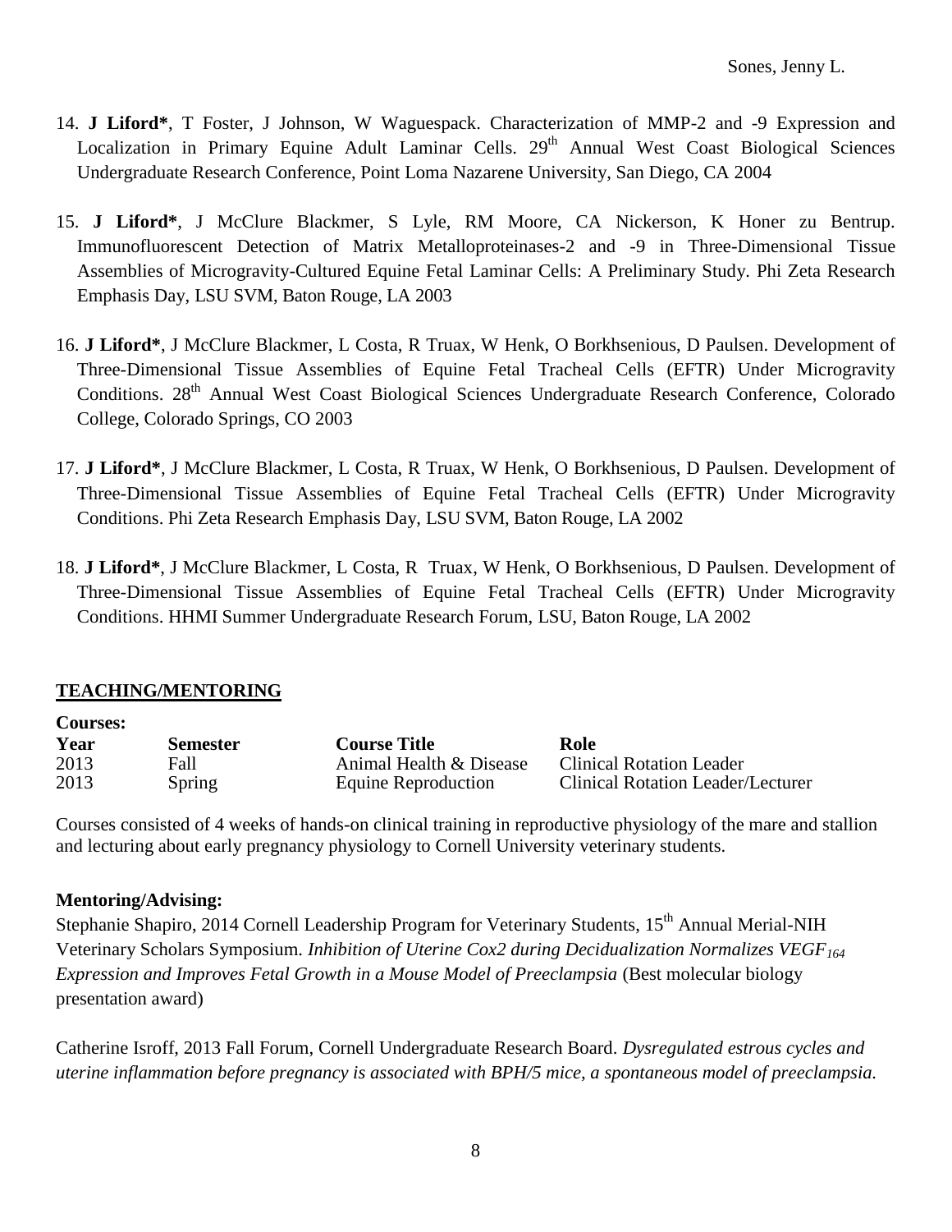14. **J Liford***, T Foster, J Johnson, W Waguespack. Characterization of MMP-2 and -9 Expression and Localization in Primary Equine Adult Laminar Cells. 29th Annual West Coast Biological Sciences Undergraduate Research Conference, Point Loma Nazarene University, San Diego, CA 2004

15. **J Liford***, J McClure Blackmer, S Lyle, RM Moore, CA Nickerson, K Honer zu Bentrup. Immunofluorescent Detection of Matrix Metalloproteinases-2 and -9 in Three-Dimensional Tissue Assemblies of Microgravity-Cultured Equine Fetal Laminar Cells: A Preliminary Study. Phi Zeta Research Emphasis Day, LSU SVM, Baton Rouge, LA 2003

16. **J Liford***, J McClure Blackmer, L Costa, R Truax, W Henk, O Borkhsenious, D Paulsen. Development of Three-Dimensional Tissue Assemblies of Equine Fetal Tracheal Cells (EFTR) Under Microgravity Conditions. 28th Annual West Coast Biological Sciences Undergraduate Research Conference, Colorado College, Colorado Springs, CO 2003

17. **J Liford***, J McClure Blackmer, L Costa, R Truax, W Henk, O Borkhsenious, D Paulsen. Development of Three-Dimensional Tissue Assemblies of Equine Fetal Tracheal Cells (EFTR) Under Microgravity Conditions. Phi Zeta Research Emphasis Day, LSU SVM, Baton Rouge, LA 2002

18. **J Liford***, J McClure Blackmer, L Costa, R Truax, W Henk, O Borkhsenious, D Paulsen. Development of Three-Dimensional Tissue Assemblies of Equine Fetal Tracheal Cells (EFTR) Under Microgravity Conditions. HHMI Summer Undergraduate Research Forum, LSU, Baton Rouge, LA 2002

## TEACHING/MENTORING

**Courses:**

| Year | Semester | Course Title | Role |
|---|---|---|---|
| 2013 | Fall | Animal Health & Disease | Clinical Rotation Leader |
| 2013 | Spring | Equine Reproduction | Clinical Rotation Leader/Lecturer |

Courses consisted of 4 weeks of hands-on clinical training in reproductive physiology of the mare and stallion and lecturing about early pregnancy physiology to Cornell University veterinary students.

**Mentoring/Advising:**

Stephanie Shapiro, 2014 Cornell Leadership Program for Veterinary Students, 15th Annual Merial-NIH Veterinary Scholars Symposium. *Inhibition of Uterine Cox2 during Decidualization Normalizes $VEGF_{164}$ Expression and Improves Fetal Growth in a Mouse Model of Preeclampsia* (Best molecular biology presentation award)

Catherine Isroff, 2013 Fall Forum, Cornell Undergraduate Research Board. *Dysregulated estrous cycles and uterine inflammation before pregnancy is associated with BPH/5 mice, a spontaneous model of preeclampsia.*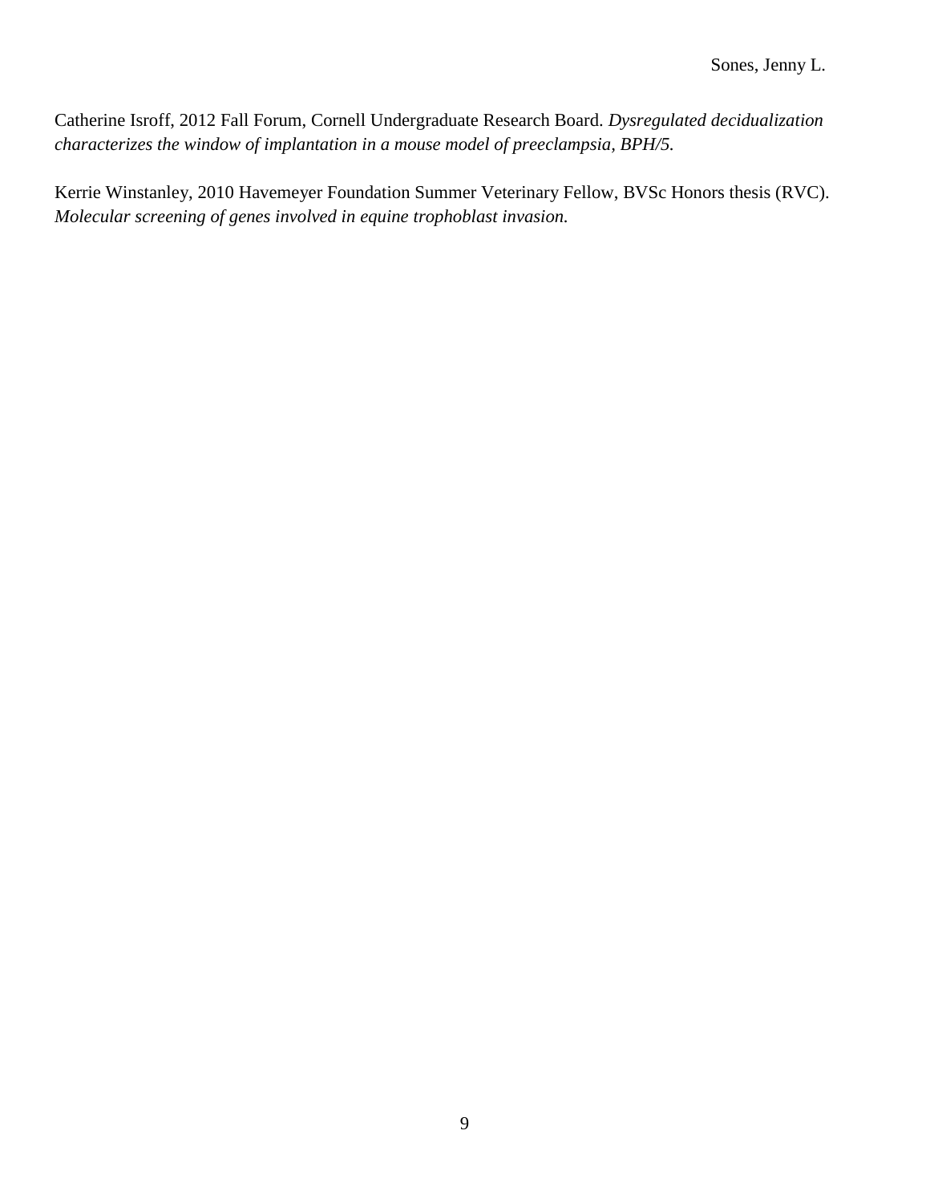Catherine Isroff, 2012 Fall Forum, Cornell Undergraduate Research Board. *Dysregulated decidualization characterizes the window of implantation in a mouse model of preeclampsia, BPH/5.*

Kerrie Winstanley, 2010 Havemeyer Foundation Summer Veterinary Fellow, BVSc Honors thesis (RVC). *Molecular screening of genes involved in equine trophoblast invasion.*